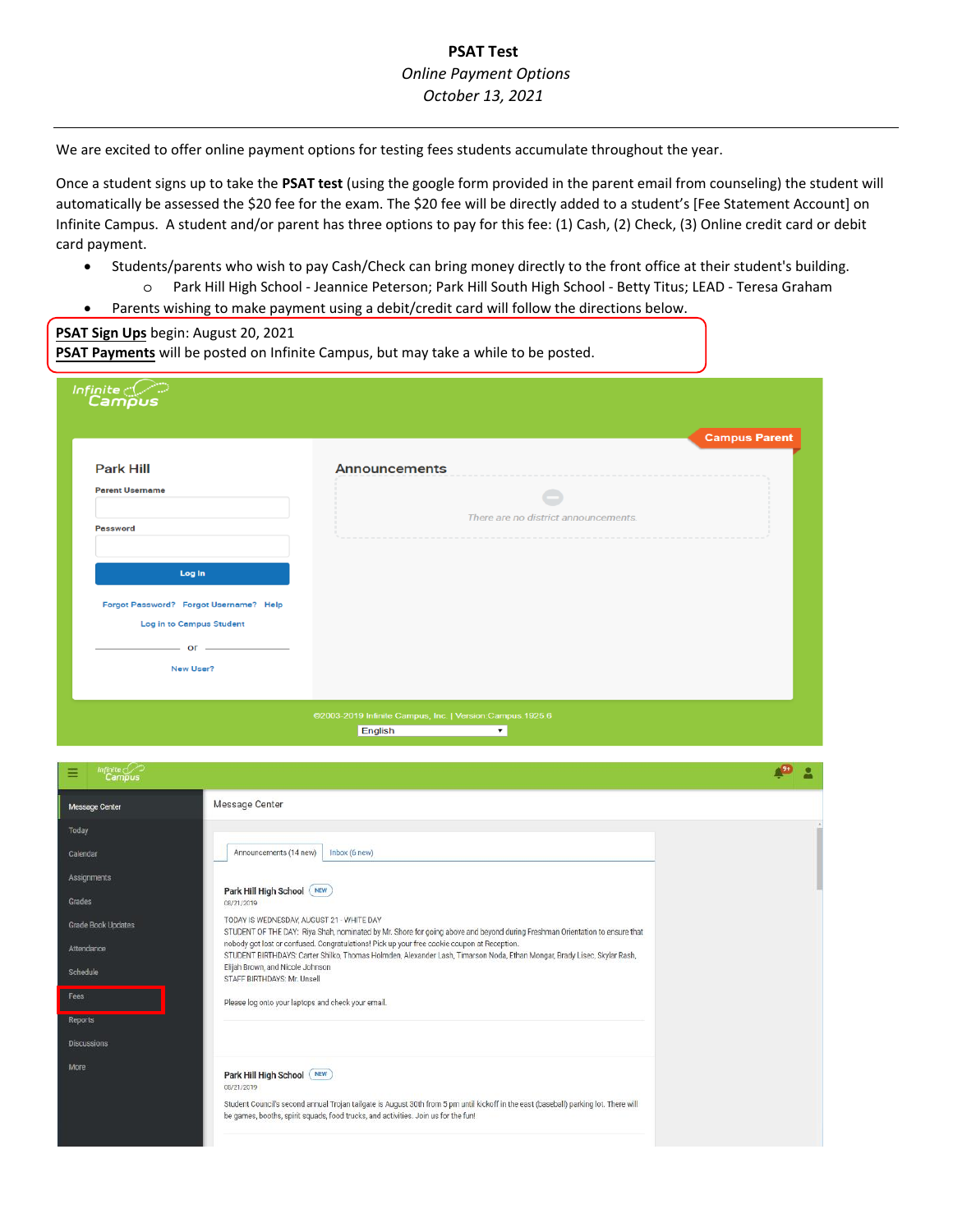**PSAT Test**

*Online Payment Options*

*October 13, 2021*

---

We are excited to offer online payment options for testing fees students accumulate throughout the year.

Once a student signs up to take the **PSAT test** (using the google form provided in the parent email from counseling) the student will automatically be assessed the $20 fee for the exam. The $20 fee will be directly added to a student's [Fee Statement Account] on Infinite Campus. A student and/or parent has three options to pay for this fee: (1) Cash, (2) Check, (3) Online credit card or debit card payment.

- Students/parents who wish to pay Cash/Check can bring money directly to the front office at their student's building.
  - Park Hill High School - Jeannice Peterson; Park Hill South High School - Betty Titus; LEAD - Teresa Graham
- Parents wishing to make payment using a debit/credit card will follow the directions below.

**PSAT Sign Ups** begin: August 20, 2021

**PSAT Payments** will be posted on Infinite Campus, but may take a while to be posted.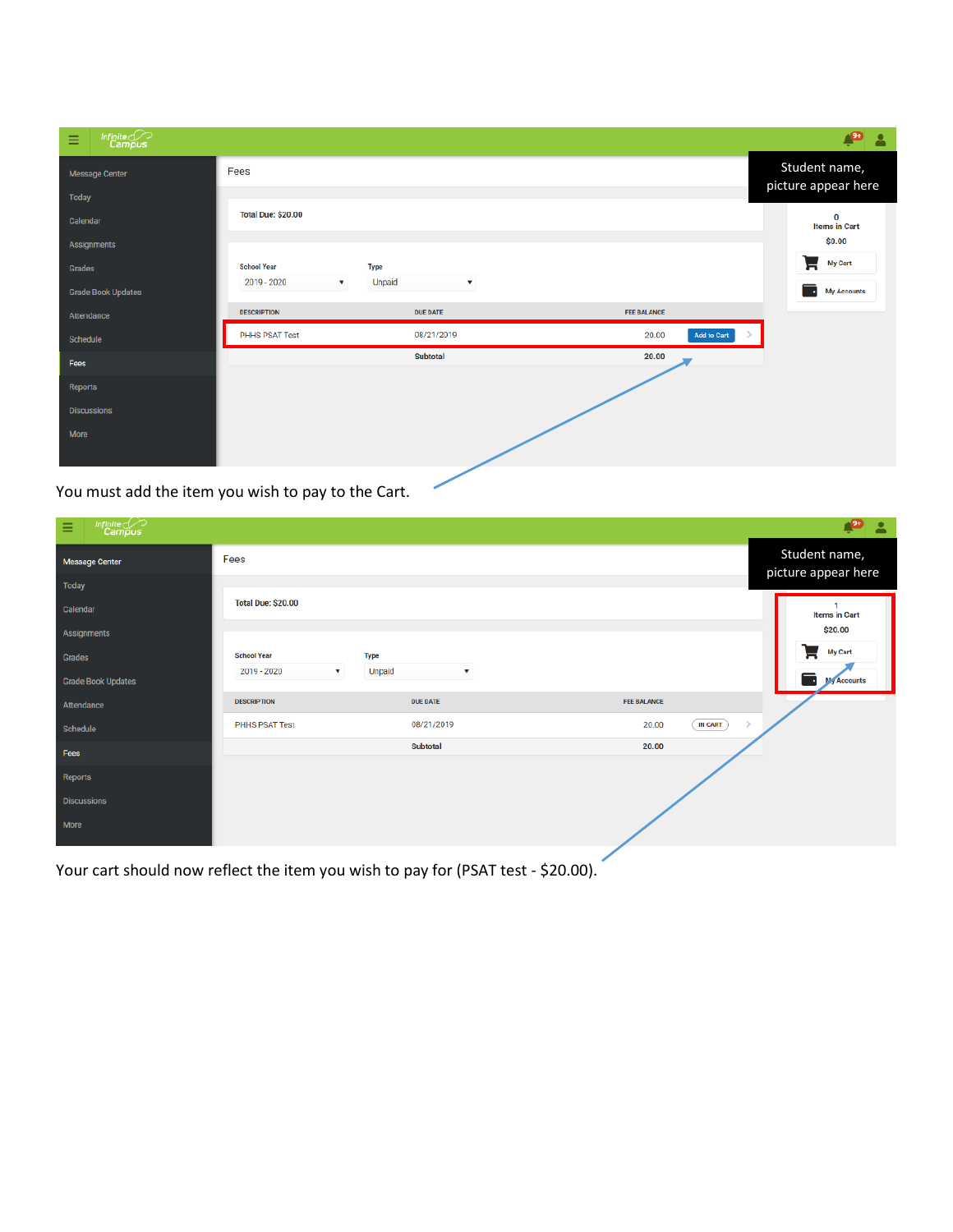Fees

Total Due: $20.00

Student name, picture appear here

0
Items in Cart
$0.00
My Cart
My Accounts

School Year: 2019 - 2020
Type: Unpaid

| DESCRIPTION | DUE DATE | FEE BALANCE | |
|---|---|---|---|
| PHHS PSAT Test | 08/21/2019 | 20.00 | Add to Cart |
| | Subtotal | 20.00 | |

You must add the item you wish to pay to the Cart.

Fees

Total Due: $20.00

Student name, picture appear here

1
Items in Cart
$20.00
My Cart
My Accounts

School Year: 2019 - 2020
Type: Unpaid

| DESCRIPTION | DUE DATE | FEE BALANCE | |
|---|---|---|---|
| PHHS PSAT Test | 08/21/2019 | 20.00 | IN CART |
| | Subtotal | 20.00 | |

Your cart should now reflect the item you wish to pay for (PSAT test - $20.00).